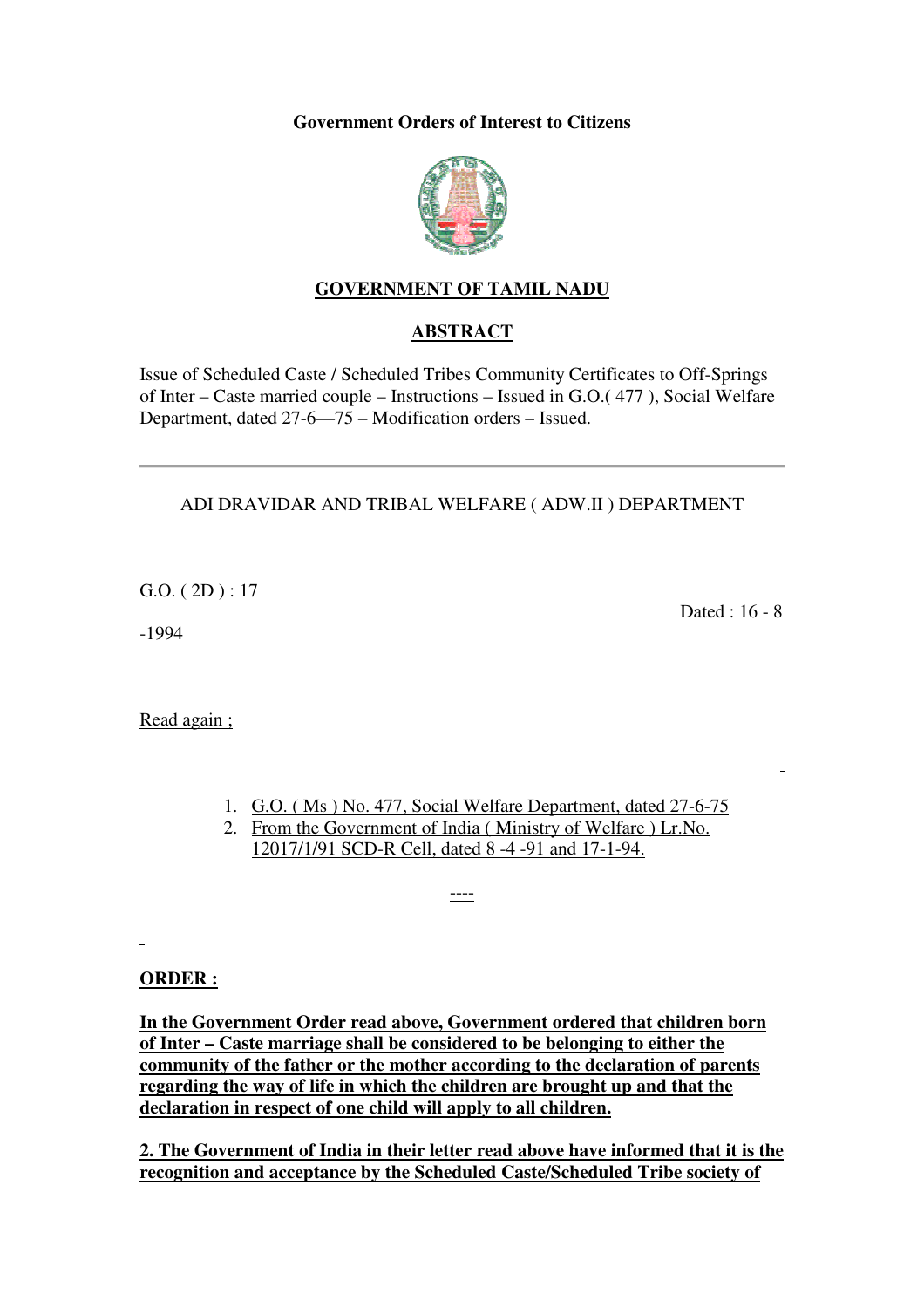**Government Orders of Interest to Citizens**

# GOVERNMENT OF TAMIL NADU

## ABSTRACT

Issue of Scheduled Caste / Scheduled Tribes Community Certificates to Off-Springs of Inter – Caste married couple – Instructions – Issued in G.O.( 477 ), Social Welfare Department, dated 27-6—75 – Modification orders – Issued.

---

ADI DRAVIDAR AND TRIBAL WELFARE ( ADW.II ) DEPARTMENT

G.O. ( 2D ) : 17

Dated : 16 - 8

-1994

Read again ;

1. G.O. ( Ms ) No. 477, Social Welfare Department, dated 27-6-75
2. From the Government of India ( Ministry of Welfare ) Lr.No. 12017/1/91 SCD-R Cell, dated 8 -4 -91 and 17-1-94.

----

**ORDER :**

**In the Government Order read above, Government ordered that children born of Inter – Caste marriage shall be considered to be belonging to either the community of the father or the mother according to the declaration of parents regarding the way of life in which the children are brought up and that the declaration in respect of one child will apply to all children.**

**2. The Government of India in their letter read above have informed that it is the recognition and acceptance by the Scheduled Caste/Scheduled Tribe society of**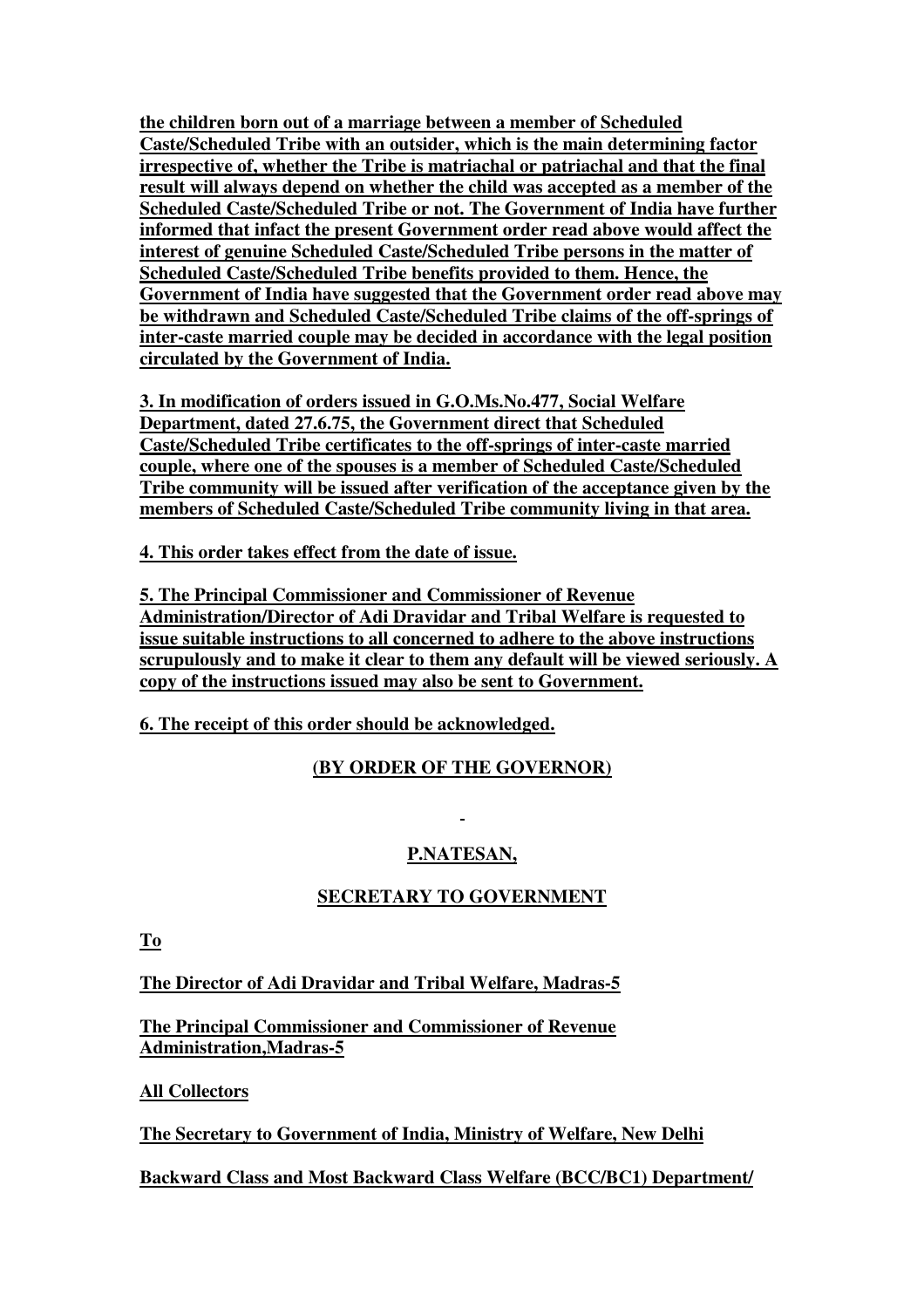**the children born out of a marriage between a member of Scheduled Caste/Scheduled Tribe with an outsider, which is the main determining factor irrespective of, whether the Tribe is matriachal or patriachal and that the final result will always depend on whether the child was accepted as a member of the Scheduled Caste/Scheduled Tribe or not. The Government of India have further informed that infact the present Government order read above would affect the interest of genuine Scheduled Caste/Scheduled Tribe persons in the matter of Scheduled Caste/Scheduled Tribe benefits provided to them. Hence, the Government of India have suggested that the Government order read above may be withdrawn and Scheduled Caste/Scheduled Tribe claims of the off-springs of inter-caste married couple may be decided in accordance with the legal position circulated by the Government of India.**

**3. In modification of orders issued in G.O.Ms.No.477, Social Welfare Department, dated 27.6.75, the Government direct that Scheduled Caste/Scheduled Tribe certificates to the off-springs of inter-caste married couple, where one of the spouses is a member of Scheduled Caste/Scheduled Tribe community will be issued after verification of the acceptance given by the members of Scheduled Caste/Scheduled Tribe community living in that area.**

**4. This order takes effect from the date of issue.**

**5. The Principal Commissioner and Commissioner of Revenue Administration/Director of Adi Dravidar and Tribal Welfare is requested to issue suitable instructions to all concerned to adhere to the above instructions scrupulously and to make it clear to them any default will be viewed seriously. A copy of the instructions issued may also be sent to Government.**

**6. The receipt of this order should be acknowledged.**

**(BY ORDER OF THE GOVERNOR)**

**P.NATESAN,**

**SECRETARY TO GOVERNMENT**

**To**

**The Director of Adi Dravidar and Tribal Welfare, Madras-5**

**The Principal Commissioner and Commissioner of Revenue Administration,Madras-5**

**All Collectors**

**The Secretary to Government of India, Ministry of Welfare, New Delhi**

**Backward Class and Most Backward Class Welfare (BCC/BC1) Department/**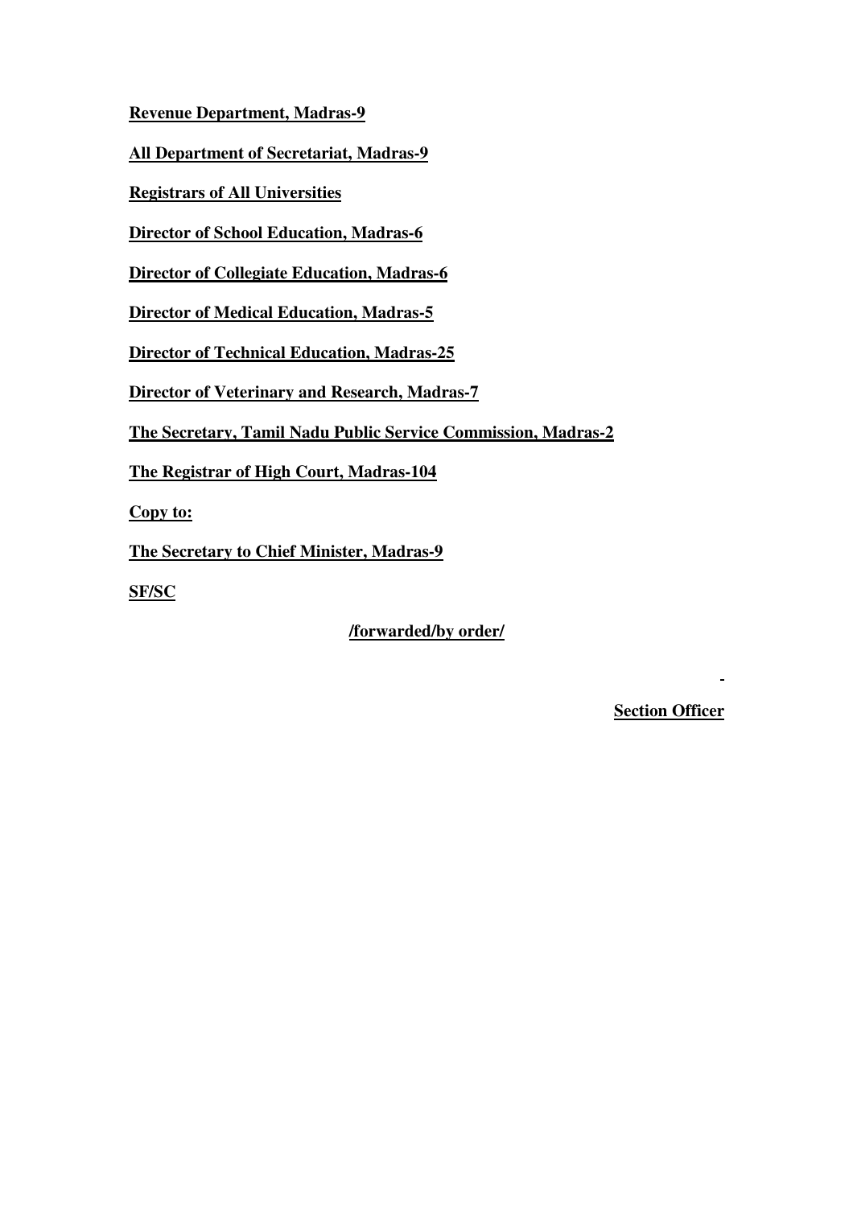**Revenue Department, Madras-9**

**All Department of Secretariat, Madras-9**

**Registrars of All Universities**

**Director of School Education, Madras-6**

**Director of Collegiate Education, Madras-6**

**Director of Medical Education, Madras-5**

**Director of Technical Education, Madras-25**

**Director of Veterinary and Research, Madras-7**

**The Secretary, Tamil Nadu Public Service Commission, Madras-2**

**The Registrar of High Court, Madras-104**

**Copy to:**

**The Secretary to Chief Minister, Madras-9**

**SF/SC**

**/forwarded/by order/**

**Section Officer**